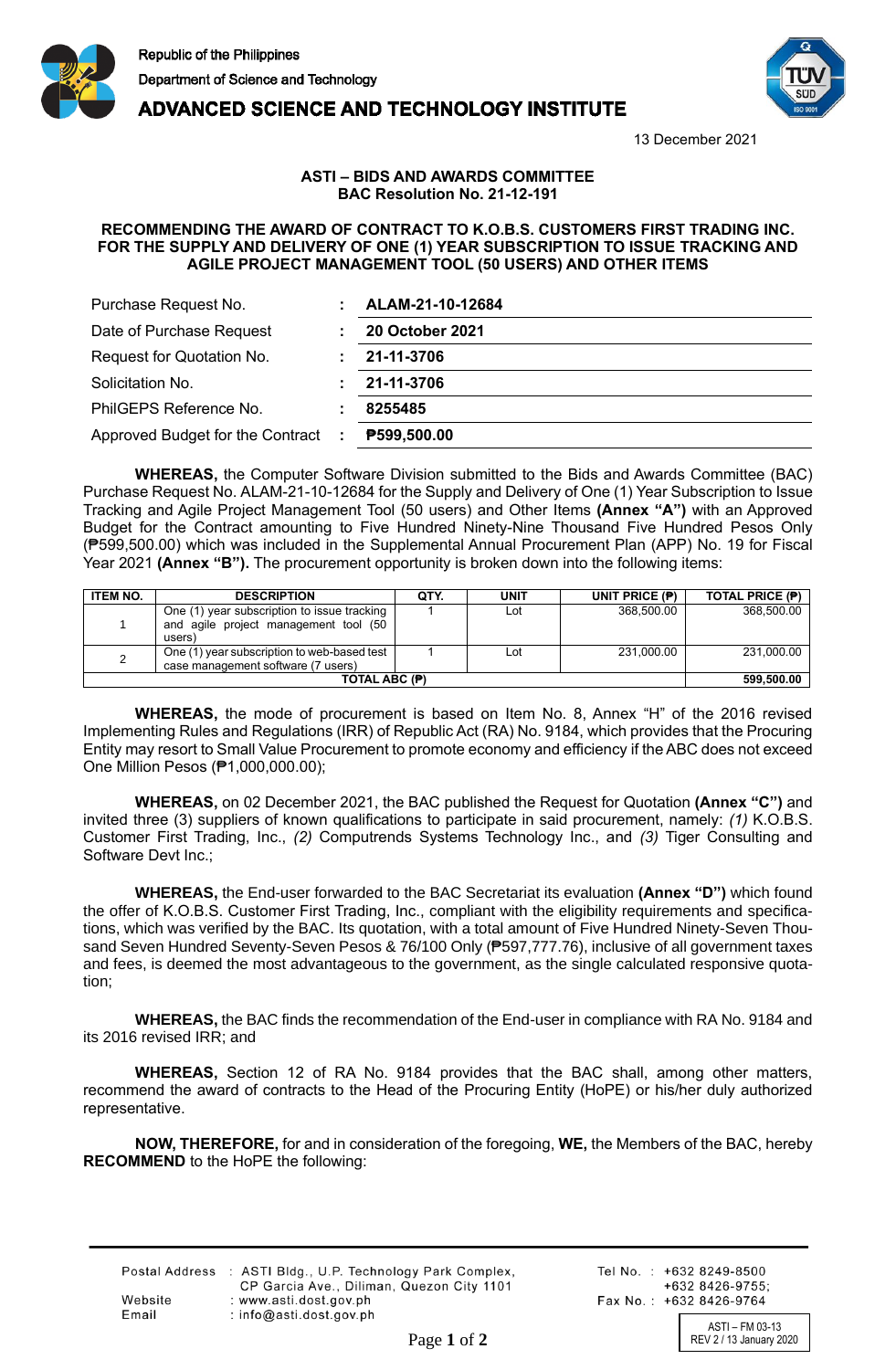Republic of the Philippines
Department of Science and Technology
**ADVANCED SCIENCE AND TECHNOLOGY INSTITUTE**

13 December 2021

**ASTI – BIDS AND AWARDS COMMITTEE**
**BAC Resolution No. 21-12-191**

**RECOMMENDING THE AWARD OF CONTRACT TO K.O.B.S. CUSTOMERS FIRST TRADING INC. FOR THE SUPPLY AND DELIVERY OF ONE (1) YEAR SUBSCRIPTION TO ISSUE TRACKING AND AGILE PROJECT MANAGEMENT TOOL (50 USERS) AND OTHER ITEMS**

| | | |
|---|---|---|
| Purchase Request No. | : | **ALAM-21-10-12684** |
| Date of Purchase Request | : | **20 October 2021** |
| Request for Quotation No. | : | **21-11-3706** |
| Solicitation No. | : | **21-11-3706** |
| PhilGEPS Reference No. | : | **8255485** |
| Approved Budget for the Contract | : | **₱599,500.00** |

**WHEREAS,** the Computer Software Division submitted to the Bids and Awards Committee (BAC) Purchase Request No. ALAM-21-10-12684 for the Supply and Delivery of One (1) Year Subscription to Issue Tracking and Agile Project Management Tool (50 users) and Other Items **(Annex "A")** with an Approved Budget for the Contract amounting to Five Hundred Ninety-Nine Thousand Five Hundred Pesos Only (₱599,500.00) which was included in the Supplemental Annual Procurement Plan (APP) No. 19 for Fiscal Year 2021 **(Annex "B").** The procurement opportunity is broken down into the following items:

| ITEM NO. | DESCRIPTION | QTY. | UNIT | UNIT PRICE (₱) | TOTAL PRICE (₱) |
|---|---|---|---|---|---|
| 1 | One (1) year subscription to issue tracking and agile project management tool (50 users) | 1 | Lot | 368,500.00 | 368,500.00 |
| 2 | One (1) year subscription to web-based test case management software (7 users) | 1 | Lot | 231,000.00 | 231,000.00 |
| **TOTAL ABC (₱)** | | | | | **599,500.00** |

**WHEREAS,** the mode of procurement is based on Item No. 8, Annex "H" of the 2016 revised Implementing Rules and Regulations (IRR) of Republic Act (RA) No. 9184, which provides that the Procuring Entity may resort to Small Value Procurement to promote economy and efficiency if the ABC does not exceed One Million Pesos (₱1,000,000.00);

**WHEREAS,** on 02 December 2021, the BAC published the Request for Quotation **(Annex "C")** and invited three (3) suppliers of known qualifications to participate in said procurement, namely: *(1)* K.O.B.S. Customer First Trading, Inc., *(2)* Computrends Systems Technology Inc., and *(3)* Tiger Consulting and Software Devt Inc.;

**WHEREAS,** the End-user forwarded to the BAC Secretariat its evaluation **(Annex "D")** which found the offer of K.O.B.S. Customer First Trading, Inc., compliant with the eligibility requirements and specifications, which was verified by the BAC. Its quotation, with a total amount of Five Hundred Ninety-Seven Thousand Seven Hundred Seventy-Seven Pesos & 76/100 Only (₱597,777.76), inclusive of all government taxes and fees, is deemed the most advantageous to the government, as the single calculated responsive quotation;

**WHEREAS,** the BAC finds the recommendation of the End-user in compliance with RA No. 9184 and its 2016 revised IRR; and

**WHEREAS,** Section 12 of RA No. 9184 provides that the BAC shall, among other matters, recommend the award of contracts to the Head of the Procuring Entity (HoPE) or his/her duly authorized representative.

**NOW, THEREFORE,** for and in consideration of the foregoing, **WE,** the Members of the BAC, hereby **RECOMMEND** to the HoPE the following:

Postal Address : ASTI Bldg., U.P. Technology Park Complex, CP Garcia Ave., Diliman, Quezon City 1101
Website : www.asti.dost.gov.ph
Email : info@asti.dost.gov.ph
Tel No. : +632 8249-8500 +632 8426-9755;
Fax No. : +632 8426-9764

ASTI – FM 03-13
REV 2 / 13 January 2020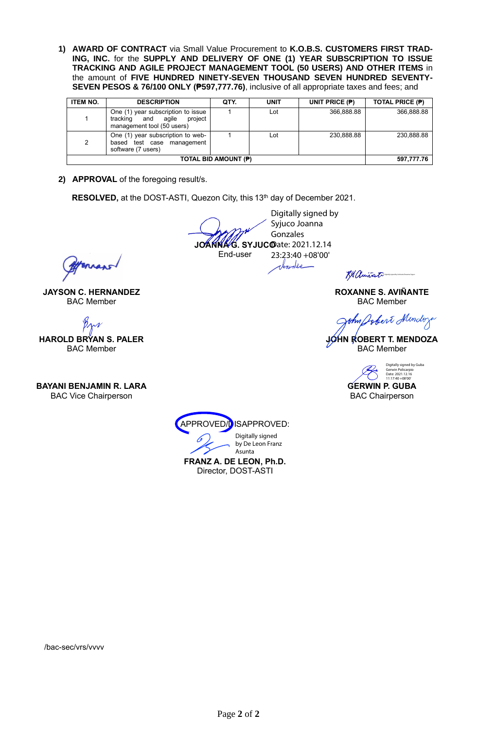1) **AWARD OF CONTRACT** via Small Value Procurement to **K.O.B.S. CUSTOMERS FIRST TRADING, INC.** for the **SUPPLY AND DELIVERY OF ONE (1) YEAR SUBSCRIPTION TO ISSUE TRACKING AND AGILE PROJECT MANAGEMENT TOOL (50 USERS) AND OTHER ITEMS** in the amount of **FIVE HUNDRED NINETY-SEVEN THOUSAND SEVEN HUNDRED SEVENTY-SEVEN PESOS & 76/100 ONLY (₱597,777.76)**, inclusive of all appropriate taxes and fees; and

| ITEM NO. | DESCRIPTION | QTY. | UNIT | UNIT PRICE (₱) | TOTAL PRICE (₱) |
|---|---|---|---|---|---|
| 1 | One (1) year subscription to issue tracking and agile project management tool (50 users) | 1 | Lot | 366,888.88 | 366,888.88 |
| 2 | One (1) year subscription to web-based test case management software (7 users) | 1 | Lot | 230,888.88 | 230,888.88 |
| **TOTAL BID AMOUNT (₱)** | | | | | **597,777.76** |

2) **APPROVAL** of the foregoing result/s.

**RESOLVED,** at the DOST-ASTI, Quezon City, this 13th day of December 2021.

Digitally signed by Syjuco Joanna Gonzales
Date: 2021.12.14 23:23:40 +08'00'

**JOANNA G. SYJUCO**
End-user

**JAYSON C. HERNANDEZ**
BAC Member

**ROXANNE S. AVIÑANTE**
BAC Member

**HAROLD BRYAN S. PALER**
BAC Member

**JOHN ROBERT T. MENDOZA**
BAC Member

**BAYANI BENJAMIN R. LARA**
BAC Vice Chairperson

Digitally signed by Guba Gerwin Policarpio
Date: 2021.12.16 11:17:40 +08'00'

**GERWIN P. GUBA**
BAC Chairperson

APPROVED/DISAPPROVED:

Digitally signed by De Leon Franz Asunta

**FRANZ A. DE LEON, Ph.D.**
Director, DOST-ASTI

/bac-sec/vrs/vvvv